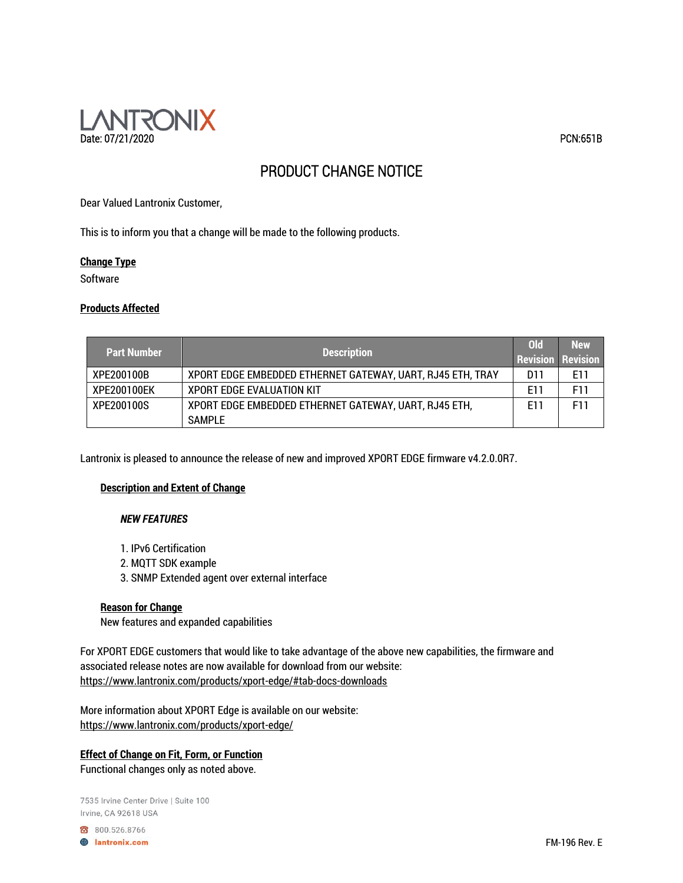LANTRONIX

Date: 07/21/2020

PCN:651B

# PRODUCT CHANGE NOTICE

Dear Valued Lantronix Customer,

This is to inform you that a change will be made to the following products.

**Change Type**

Software

**Products Affected**

| Part Number | Description | Old Revision | New Revision |
|---|---|---|---|
| XPE200100B | XPORT EDGE EMBEDDED ETHERNET GATEWAY, UART, RJ45 ETH, TRAY | D11 | E11 |
| XPE200100EK | XPORT EDGE EVALUATION KIT | E11 | F11 |
| XPE200100S | XPORT EDGE EMBEDDED ETHERNET GATEWAY, UART, RJ45 ETH, SAMPLE | E11 | F11 |

Lantronix is pleased to announce the release of new and improved XPORT EDGE firmware v4.2.0.0R7.

**Description and Extent of Change**

***NEW FEATURES***

1. IPv6 Certification
2. MQTT SDK example
3. SNMP Extended agent over external interface

**Reason for Change**

New features and expanded capabilities

For XPORT EDGE customers that would like to take advantage of the above new capabilities, the firmware and associated release notes are now available for download from our website:
https://www.lantronix.com/products/xport-edge/#tab-docs-downloads

More information about XPORT Edge is available on our website:
https://www.lantronix.com/products/xport-edge/

**Effect of Change on Fit, Form, or Function**

Functional changes only as noted above.

7535 Irvine Center Drive | Suite 100
Irvine, CA 92618 USA

800.526.8766

lantronix.com

FM-196 Rev. E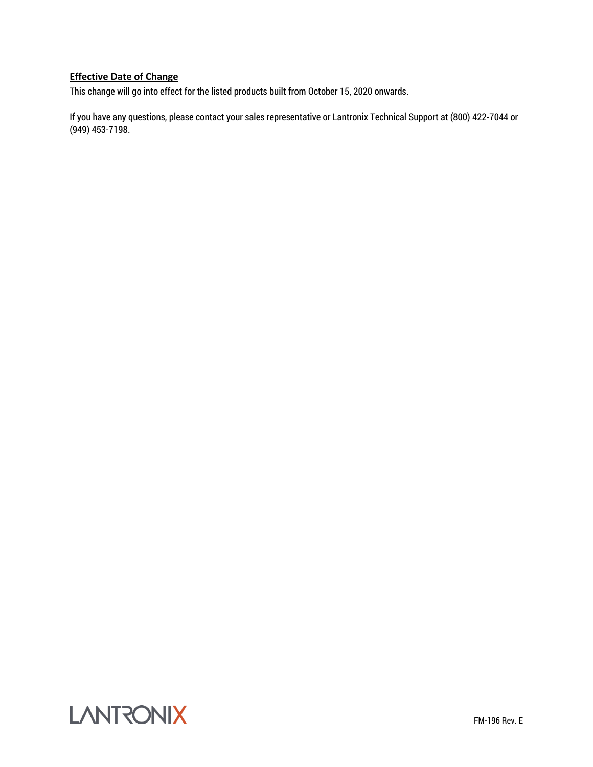**Effective Date of Change**

This change will go into effect for the listed products built from October 15, 2020 onwards.

If you have any questions, please contact your sales representative or Lantronix Technical Support at (800) 422-7044 or (949) 453-7198.